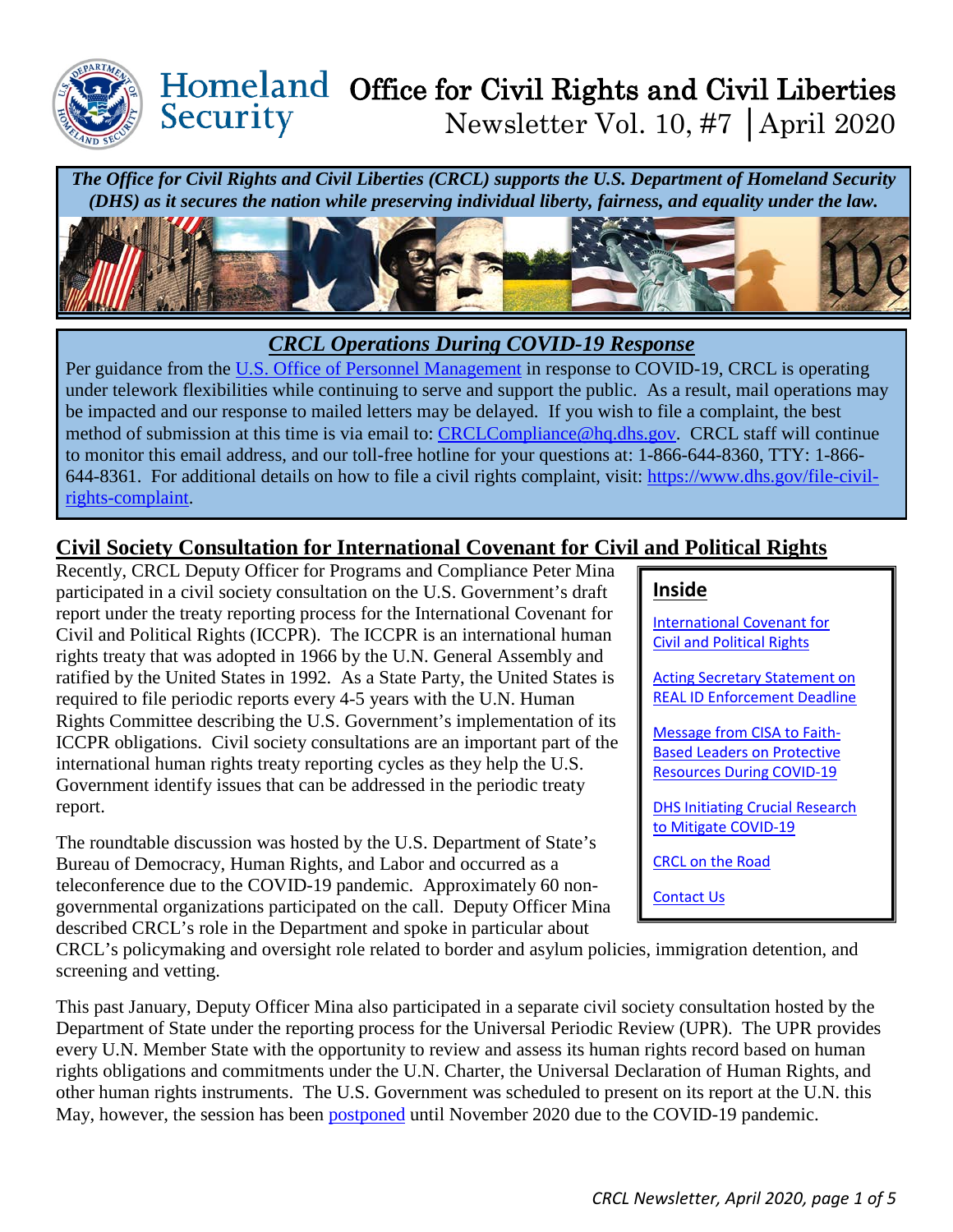# Homeland Security Office for Civil Rights and Civil Liberties

Newsletter Vol. 10, #7 | April 2020

***The Office for Civil Rights and Civil Liberties (CRCL) supports the U.S. Department of Homeland Security (DHS) as it secures the nation while preserving individual liberty, fairness, and equality under the law.***

## *CRCL Operations During COVID-19 Response*

Per guidance from the U.S. Office of Personnel Management in response to COVID-19, CRCL is operating under telework flexibilities while continuing to serve and support the public. As a result, mail operations may be impacted and our response to mailed letters may be delayed. If you wish to file a complaint, the best method of submission at this time is via email to: CRCLCompliance@hq.dhs.gov. CRCL staff will continue to monitor this email address, and our toll-free hotline for your questions at: 1-866-644-8360, TTY: 1-866-644-8361. For additional details on how to file a civil rights complaint, visit: https://www.dhs.gov/file-civil-rights-complaint.

## Civil Society Consultation for International Covenant for Civil and Political Rights

Recently, CRCL Deputy Officer for Programs and Compliance Peter Mina participated in a civil society consultation on the U.S. Government's draft report under the treaty reporting process for the International Covenant for Civil and Political Rights (ICCPR). The ICCPR is an international human rights treaty that was adopted in 1966 by the U.N. General Assembly and ratified by the United States in 1992. As a State Party, the United States is required to file periodic reports every 4-5 years with the U.N. Human Rights Committee describing the U.S. Government's implementation of its ICCPR obligations. Civil society consultations are an important part of the international human rights treaty reporting cycles as they help the U.S. Government identify issues that can be addressed in the periodic treaty report.

The roundtable discussion was hosted by the U.S. Department of State's Bureau of Democracy, Human Rights, and Labor and occurred as a teleconference due to the COVID-19 pandemic. Approximately 60 non-governmental organizations participated on the call. Deputy Officer Mina described CRCL's role in the Department and spoke in particular about CRCL's policymaking and oversight role related to border and asylum policies, immigration detention, and screening and vetting.

This past January, Deputy Officer Mina also participated in a separate civil society consultation hosted by the Department of State under the reporting process for the Universal Periodic Review (UPR). The UPR provides every U.N. Member State with the opportunity to review and assess its human rights record based on human rights obligations and commitments under the U.N. Charter, the Universal Declaration of Human Rights, and other human rights instruments. The U.S. Government was scheduled to present on its report at the U.N. this May, however, the session has been postponed until November 2020 due to the COVID-19 pandemic.

> **Inside**
>
> International Covenant for Civil and Political Rights
>
> Acting Secretary Statement on REAL ID Enforcement Deadline
>
> Message from CISA to Faith-Based Leaders on Protective Resources During COVID-19
>
> DHS Initiating Crucial Research to Mitigate COVID-19
>
> CRCL on the Road
>
> Contact Us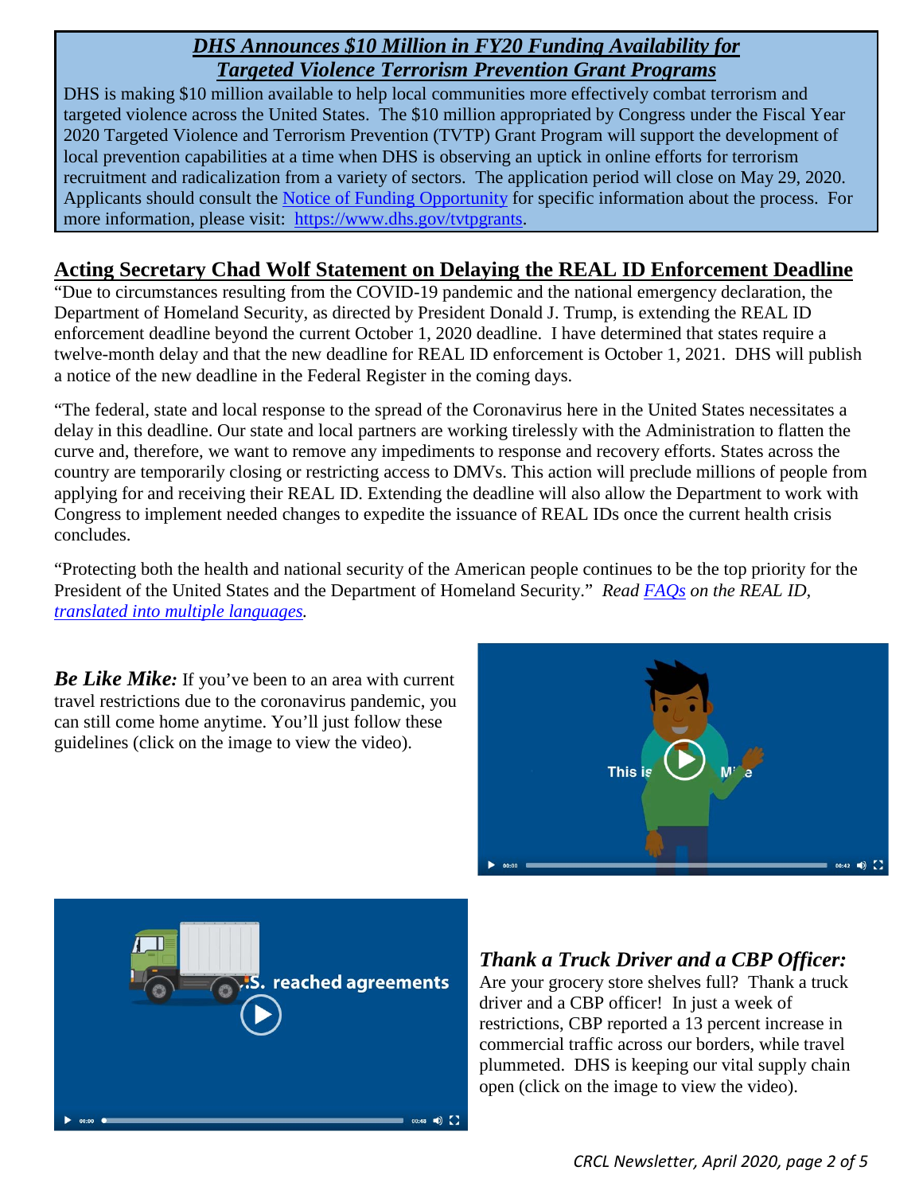## *DHS Announces $10 Million in FY20 Funding Availability for Targeted Violence Terrorism Prevention Grant Programs*

DHS is making $10 million available to help local communities more effectively combat terrorism and targeted violence across the United States. The $10 million appropriated by Congress under the Fiscal Year 2020 Targeted Violence and Terrorism Prevention (TVTP) Grant Program will support the development of local prevention capabilities at a time when DHS is observing an uptick in online efforts for terrorism recruitment and radicalization from a variety of sectors. The application period will close on May 29, 2020. Applicants should consult the Notice of Funding Opportunity for specific information about the process. For more information, please visit: https://www.dhs.gov/tvtpgrants.

## Acting Secretary Chad Wolf Statement on Delaying the REAL ID Enforcement Deadline

"Due to circumstances resulting from the COVID-19 pandemic and the national emergency declaration, the Department of Homeland Security, as directed by President Donald J. Trump, is extending the REAL ID enforcement deadline beyond the current October 1, 2020 deadline. I have determined that states require a twelve-month delay and that the new deadline for REAL ID enforcement is October 1, 2021. DHS will publish a notice of the new deadline in the Federal Register in the coming days.

"The federal, state and local response to the spread of the Coronavirus here in the United States necessitates a delay in this deadline. Our state and local partners are working tirelessly with the Administration to flatten the curve and, therefore, we want to remove any impediments to response and recovery efforts. States across the country are temporarily closing or restricting access to DMVs. This action will preclude millions of people from applying for and receiving their REAL ID. Extending the deadline will also allow the Department to work with Congress to implement needed changes to expedite the issuance of REAL IDs once the current health crisis concludes.

"Protecting both the health and national security of the American people continues to be the top priority for the President of the United States and the Department of Homeland Security." *Read FAQs on the REAL ID, translated into multiple languages.*

***Be Like Mike:*** If you've been to an area with current travel restrictions due to the coronavirus pandemic, you can still come home anytime. You'll just follow these guidelines (click on the image to view the video).

### *Thank a Truck Driver and a CBP Officer:*

Are your grocery store shelves full? Thank a truck driver and a CBP officer! In just a week of restrictions, CBP reported a 13 percent increase in commercial traffic across our borders, while travel plummeted. DHS is keeping our vital supply chain open (click on the image to view the video).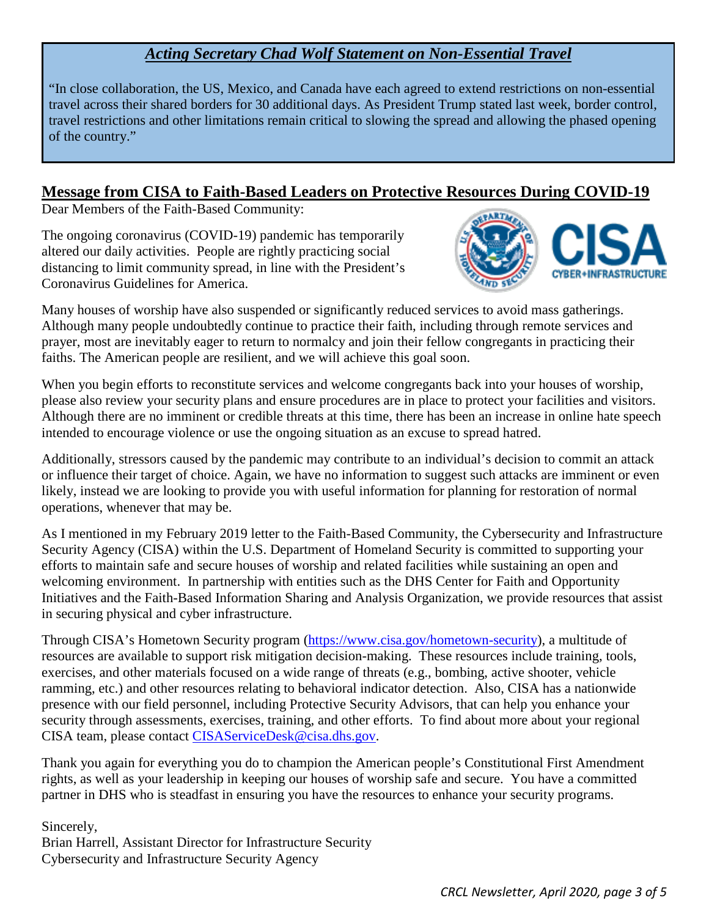## *Acting Secretary Chad Wolf Statement on Non-Essential Travel*

"In close collaboration, the US, Mexico, and Canada have each agreed to extend restrictions on non-essential travel across their shared borders for 30 additional days. As President Trump stated last week, border control, travel restrictions and other limitations remain critical to slowing the spread and allowing the phased opening of the country."

## Message from CISA to Faith-Based Leaders on Protective Resources During COVID-19

Dear Members of the Faith-Based Community:

The ongoing coronavirus (COVID-19) pandemic has temporarily altered our daily activities. People are rightly practicing social distancing to limit community spread, in line with the President's Coronavirus Guidelines for America.

Many houses of worship have also suspended or significantly reduced services to avoid mass gatherings. Although many people undoubtedly continue to practice their faith, including through remote services and prayer, most are inevitably eager to return to normalcy and join their fellow congregants in practicing their faiths. The American people are resilient, and we will achieve this goal soon.

When you begin efforts to reconstitute services and welcome congregants back into your houses of worship, please also review your security plans and ensure procedures are in place to protect your facilities and visitors. Although there are no imminent or credible threats at this time, there has been an increase in online hate speech intended to encourage violence or use the ongoing situation as an excuse to spread hatred.

Additionally, stressors caused by the pandemic may contribute to an individual's decision to commit an attack or influence their target of choice. Again, we have no information to suggest such attacks are imminent or even likely, instead we are looking to provide you with useful information for planning for restoration of normal operations, whenever that may be.

As I mentioned in my February 2019 letter to the Faith-Based Community, the Cybersecurity and Infrastructure Security Agency (CISA) within the U.S. Department of Homeland Security is committed to supporting your efforts to maintain safe and secure houses of worship and related facilities while sustaining an open and welcoming environment. In partnership with entities such as the DHS Center for Faith and Opportunity Initiatives and the Faith-Based Information Sharing and Analysis Organization, we provide resources that assist in securing physical and cyber infrastructure.

Through CISA's Hometown Security program (https://www.cisa.gov/hometown-security), a multitude of resources are available to support risk mitigation decision-making. These resources include training, tools, exercises, and other materials focused on a wide range of threats (e.g., bombing, active shooter, vehicle ramming, etc.) and other resources relating to behavioral indicator detection. Also, CISA has a nationwide presence with our field personnel, including Protective Security Advisors, that can help you enhance your security through assessments, exercises, training, and other efforts. To find about more about your regional CISA team, please contact CISAServiceDesk@cisa.dhs.gov.

Thank you again for everything you do to champion the American people's Constitutional First Amendment rights, as well as your leadership in keeping our houses of worship safe and secure. You have a committed partner in DHS who is steadfast in ensuring you have the resources to enhance your security programs.

Sincerely,  
Brian Harrell, Assistant Director for Infrastructure Security  
Cybersecurity and Infrastructure Security Agency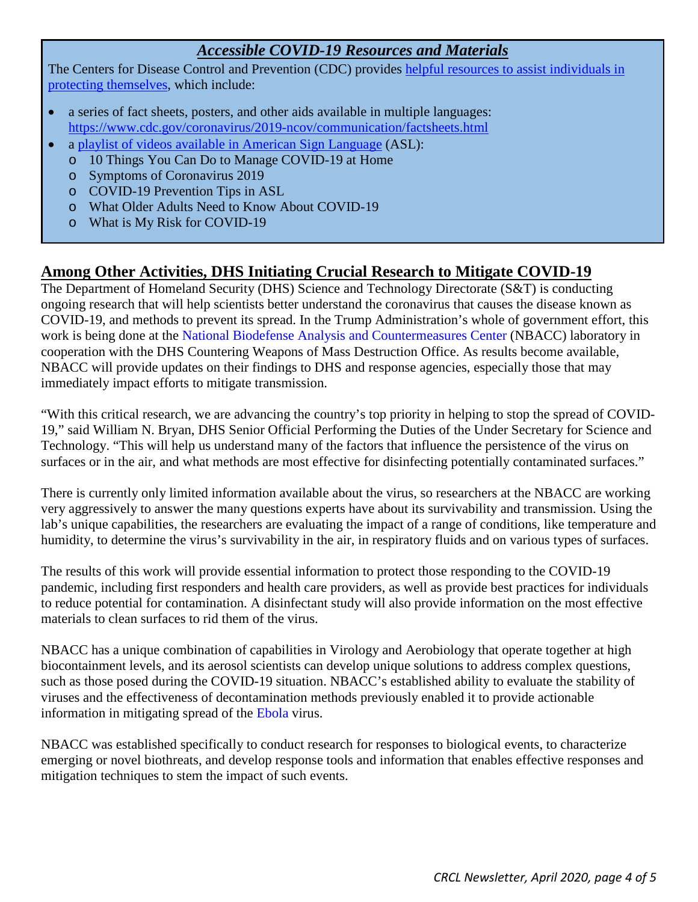### *Accessible COVID-19 Resources and Materials*

The Centers for Disease Control and Prevention (CDC) provides helpful resources to assist individuals in protecting themselves, which include:

- a series of fact sheets, posters, and other aids available in multiple languages: https://www.cdc.gov/coronavirus/2019-ncov/communication/factsheets.html
- a playlist of videos available in American Sign Language (ASL):
  - 10 Things You Can Do to Manage COVID-19 at Home
  - Symptoms of Coronavirus 2019
  - COVID-19 Prevention Tips in ASL
  - What Older Adults Need to Know About COVID-19
  - What is My Risk for COVID-19

## Among Other Activities, DHS Initiating Crucial Research to Mitigate COVID-19

The Department of Homeland Security (DHS) Science and Technology Directorate (S&T) is conducting ongoing research that will help scientists better understand the coronavirus that causes the disease known as COVID-19, and methods to prevent its spread. In the Trump Administration's whole of government effort, this work is being done at the National Biodefense Analysis and Countermeasures Center (NBACC) laboratory in cooperation with the DHS Countering Weapons of Mass Destruction Office. As results become available, NBACC will provide updates on their findings to DHS and response agencies, especially those that may immediately impact efforts to mitigate transmission.

"With this critical research, we are advancing the country's top priority in helping to stop the spread of COVID-19," said William N. Bryan, DHS Senior Official Performing the Duties of the Under Secretary for Science and Technology. "This will help us understand many of the factors that influence the persistence of the virus on surfaces or in the air, and what methods are most effective for disinfecting potentially contaminated surfaces."

There is currently only limited information available about the virus, so researchers at the NBACC are working very aggressively to answer the many questions experts have about its survivability and transmission. Using the lab's unique capabilities, the researchers are evaluating the impact of a range of conditions, like temperature and humidity, to determine the virus's survivability in the air, in respiratory fluids and on various types of surfaces.

The results of this work will provide essential information to protect those responding to the COVID-19 pandemic, including first responders and health care providers, as well as provide best practices for individuals to reduce potential for contamination. A disinfectant study will also provide information on the most effective materials to clean surfaces to rid them of the virus.

NBACC has a unique combination of capabilities in Virology and Aerobiology that operate together at high biocontainment levels, and its aerosol scientists can develop unique solutions to address complex questions, such as those posed during the COVID-19 situation. NBACC's established ability to evaluate the stability of viruses and the effectiveness of decontamination methods previously enabled it to provide actionable information in mitigating spread of the Ebola virus.

NBACC was established specifically to conduct research for responses to biological events, to characterize emerging or novel biothreats, and develop response tools and information that enables effective responses and mitigation techniques to stem the impact of such events.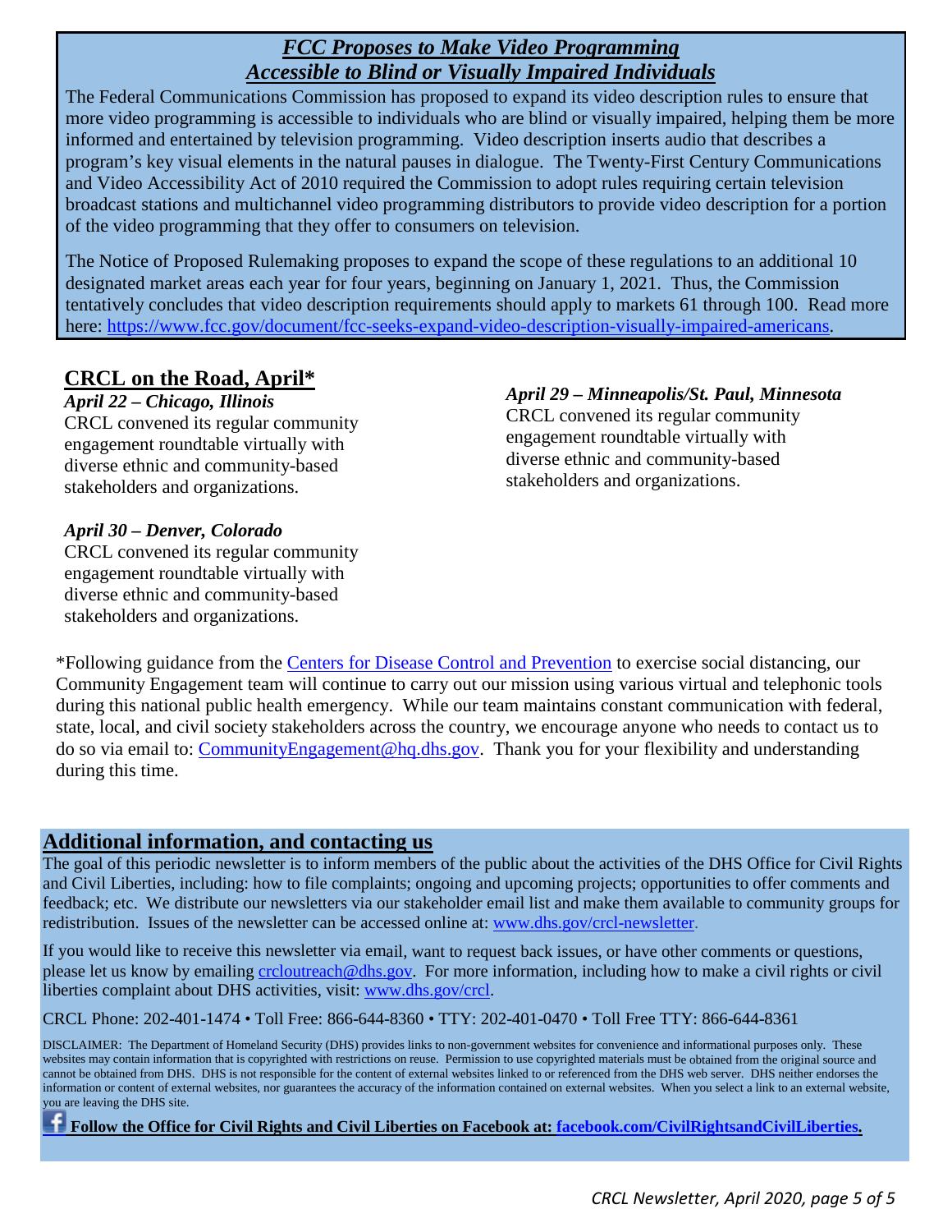## *FCC Proposes to Make Video Programming Accessible to Blind or Visually Impaired Individuals*

The Federal Communications Commission has proposed to expand its video description rules to ensure that more video programming is accessible to individuals who are blind or visually impaired, helping them be more informed and entertained by television programming. Video description inserts audio that describes a program's key visual elements in the natural pauses in dialogue. The Twenty-First Century Communications and Video Accessibility Act of 2010 required the Commission to adopt rules requiring certain television broadcast stations and multichannel video programming distributors to provide video description for a portion of the video programming that they offer to consumers on television.

The Notice of Proposed Rulemaking proposes to expand the scope of these regulations to an additional 10 designated market areas each year for four years, beginning on January 1, 2021. Thus, the Commission tentatively concludes that video description requirements should apply to markets 61 through 100. Read more here: https://www.fcc.gov/document/fcc-seeks-expand-video-description-visually-impaired-americans.

## CRCL on the Road, April*

***April 22 – Chicago, Illinois***
CRCL convened its regular community engagement roundtable virtually with diverse ethnic and community-based stakeholders and organizations.

***April 29 – Minneapolis/St. Paul, Minnesota***
CRCL convened its regular community engagement roundtable virtually with diverse ethnic and community-based stakeholders and organizations.

***April 30 – Denver, Colorado***
CRCL convened its regular community engagement roundtable virtually with diverse ethnic and community-based stakeholders and organizations.

*Following guidance from the Centers for Disease Control and Prevention to exercise social distancing, our Community Engagement team will continue to carry out our mission using various virtual and telephonic tools during this national public health emergency. While our team maintains constant communication with federal, state, local, and civil society stakeholders across the country, we encourage anyone who needs to contact us to do so via email to: CommunityEngagement@hq.dhs.gov. Thank you for your flexibility and understanding during this time.

## Additional information, and contacting us

The goal of this periodic newsletter is to inform members of the public about the activities of the DHS Office for Civil Rights and Civil Liberties, including: how to file complaints; ongoing and upcoming projects; opportunities to offer comments and feedback; etc. We distribute our newsletters via our stakeholder email list and make them available to community groups for redistribution. Issues of the newsletter can be accessed online at: www.dhs.gov/crcl-newsletter.

If you would like to receive this newsletter via email, want to request back issues, or have other comments or questions, please let us know by emailing crcloutreach@dhs.gov. For more information, including how to make a civil rights or civil liberties complaint about DHS activities, visit: www.dhs.gov/crcl.

CRCL Phone: 202-401-1474 • Toll Free: 866-644-8360 • TTY: 202-401-0470 • Toll Free TTY: 866-644-8361

DISCLAIMER: The Department of Homeland Security (DHS) provides links to non-government websites for convenience and informational purposes only. These websites may contain information that is copyrighted with restrictions on reuse. Permission to use copyrighted materials must be obtained from the original source and cannot be obtained from DHS. DHS is not responsible for the content of external websites linked to or referenced from the DHS web server. DHS neither endorses the information or content of external websites, nor guarantees the accuracy of the information contained on external websites. When you select a link to an external website, you are leaving the DHS site.

**Follow the Office for Civil Rights and Civil Liberties on Facebook at: facebook.com/CivilRightsandCivilLiberties.**